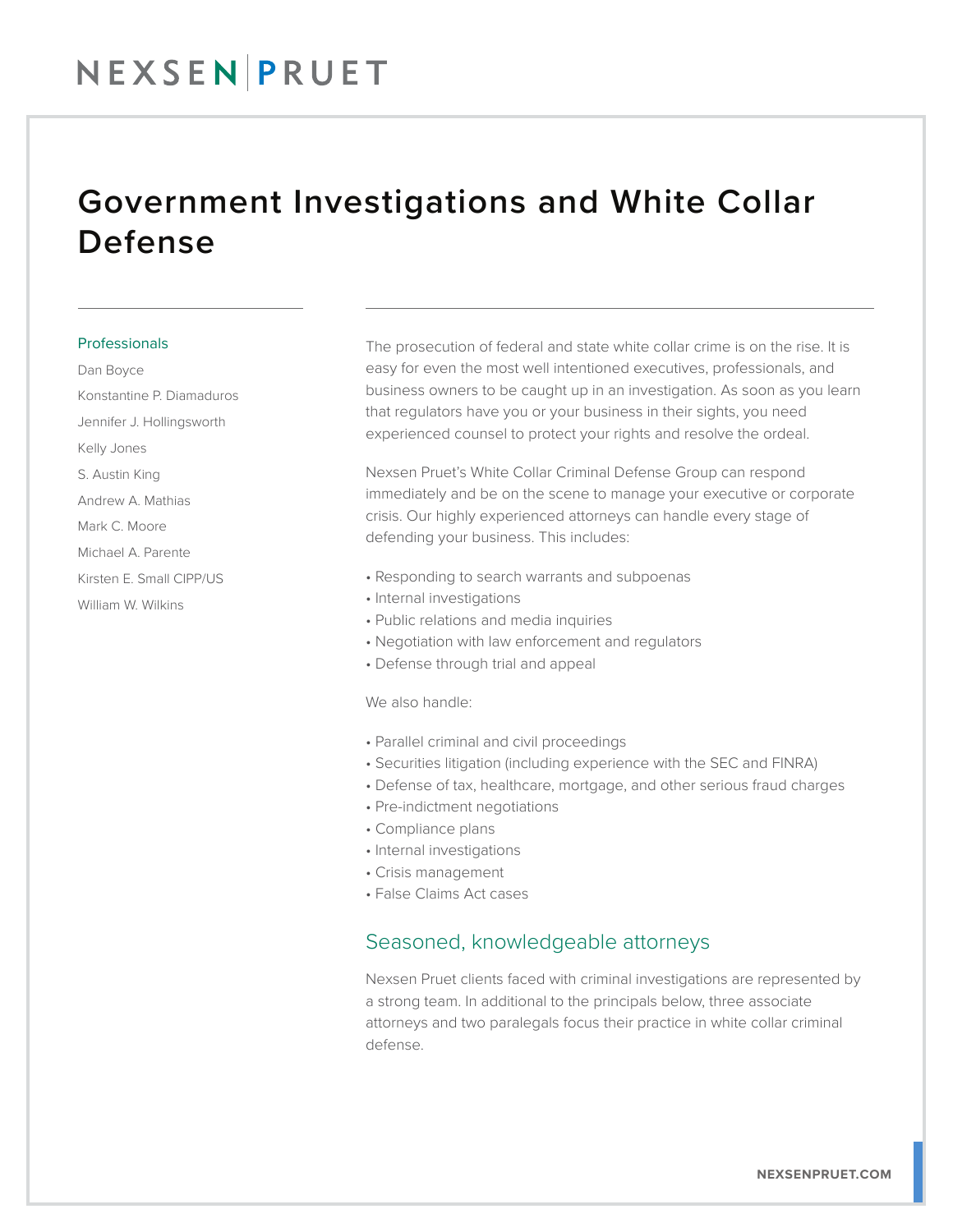# Government Investigations and White Collar Defense

## Professionals

- Dan Boyce
- Konstantine P. Diamaduros
- Jennifer J. Hollingsworth
- Kelly Jones
- S. Austin King
- Andrew A. Mathias
- Mark C. Moore
- Michael A. Parente
- Kirsten E. Small CIPP/US
- William W. Wilkins

The prosecution of federal and state white collar crime is on the rise. It is easy for even the most well intentioned executives, professionals, and business owners to be caught up in an investigation. As soon as you learn that regulators have you or your business in their sights, you need experienced counsel to protect your rights and resolve the ordeal.

Nexsen Pruet's White Collar Criminal Defense Group can respond immediately and be on the scene to manage your executive or corporate crisis. Our highly experienced attorneys can handle every stage of defending your business. This includes:

- Responding to search warrants and subpoenas
- Internal investigations
- Public relations and media inquiries
- Negotiation with law enforcement and regulators
- Defense through trial and appeal

We also handle:

- Parallel criminal and civil proceedings
- Securities litigation (including experience with the SEC and FINRA)
- Defense of tax, healthcare, mortgage, and other serious fraud charges
- Pre-indictment negotiations
- Compliance plans
- Internal investigations
- Crisis management
- False Claims Act cases

## Seasoned, knowledgeable attorneys

Nexsen Pruet clients faced with criminal investigations are represented by a strong team. In additional to the principals below, three associate attorneys and two paralegals focus their practice in white collar criminal defense.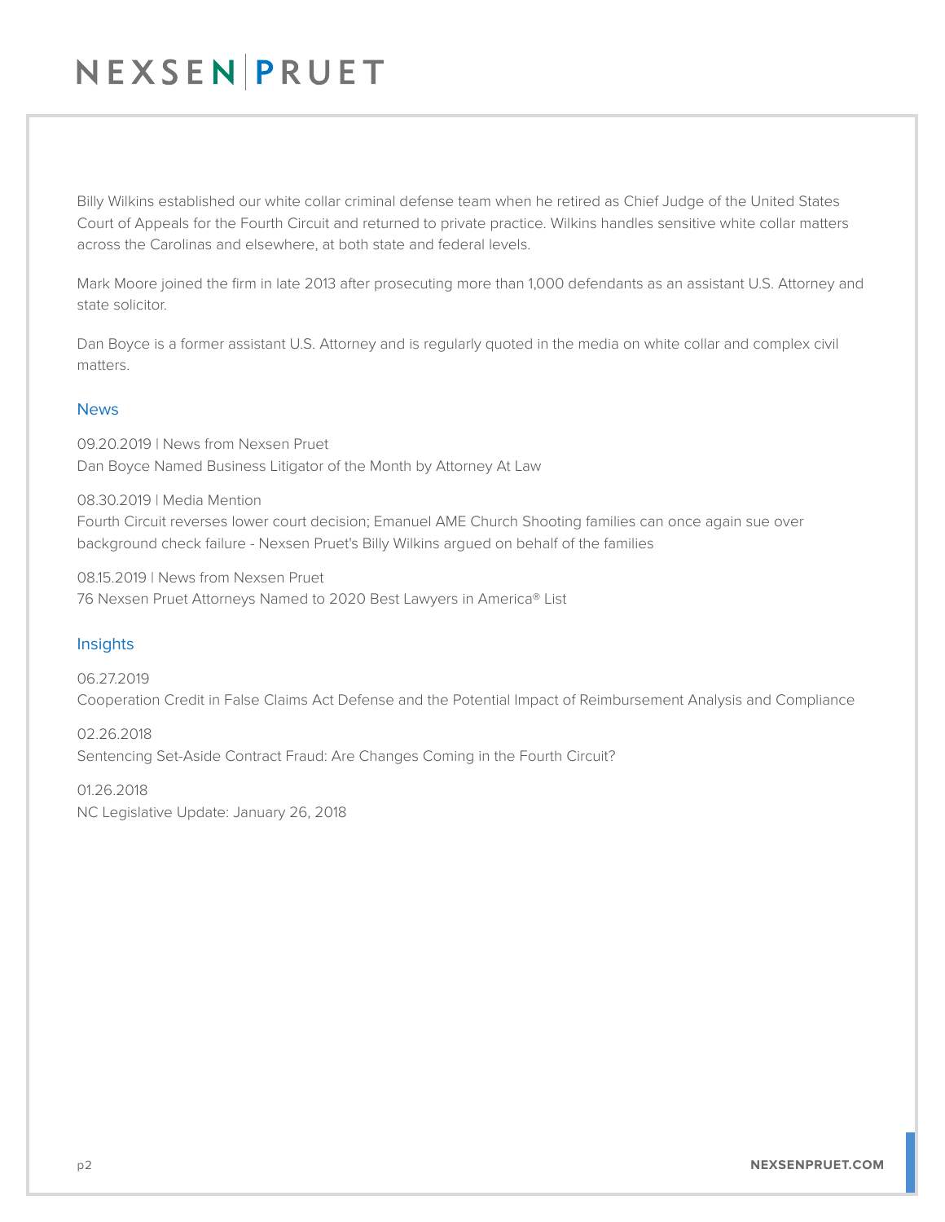Billy Wilkins established our white collar criminal defense team when he retired as Chief Judge of the United States Court of Appeals for the Fourth Circuit and returned to private practice. Wilkins handles sensitive white collar matters across the Carolinas and elsewhere, at both state and federal levels.

Mark Moore joined the firm in late 2013 after prosecuting more than 1,000 defendants as an assistant U.S. Attorney and state solicitor.

Dan Boyce is a former assistant U.S. Attorney and is regularly quoted in the media on white collar and complex civil matters.

## News

09.20.2019 | News from Nexsen Pruet
Dan Boyce Named Business Litigator of the Month by Attorney At Law

08.30.2019 | Media Mention
Fourth Circuit reverses lower court decision; Emanuel AME Church Shooting families can once again sue over background check failure - Nexsen Pruet's Billy Wilkins argued on behalf of the families

08.15.2019 | News from Nexsen Pruet
76 Nexsen Pruet Attorneys Named to 2020 Best Lawyers in America® List

## Insights

06.27.2019
Cooperation Credit in False Claims Act Defense and the Potential Impact of Reimbursement Analysis and Compliance

02.26.2018
Sentencing Set-Aside Contract Fraud: Are Changes Coming in the Fourth Circuit?

01.26.2018
NC Legislative Update: January 26, 2018